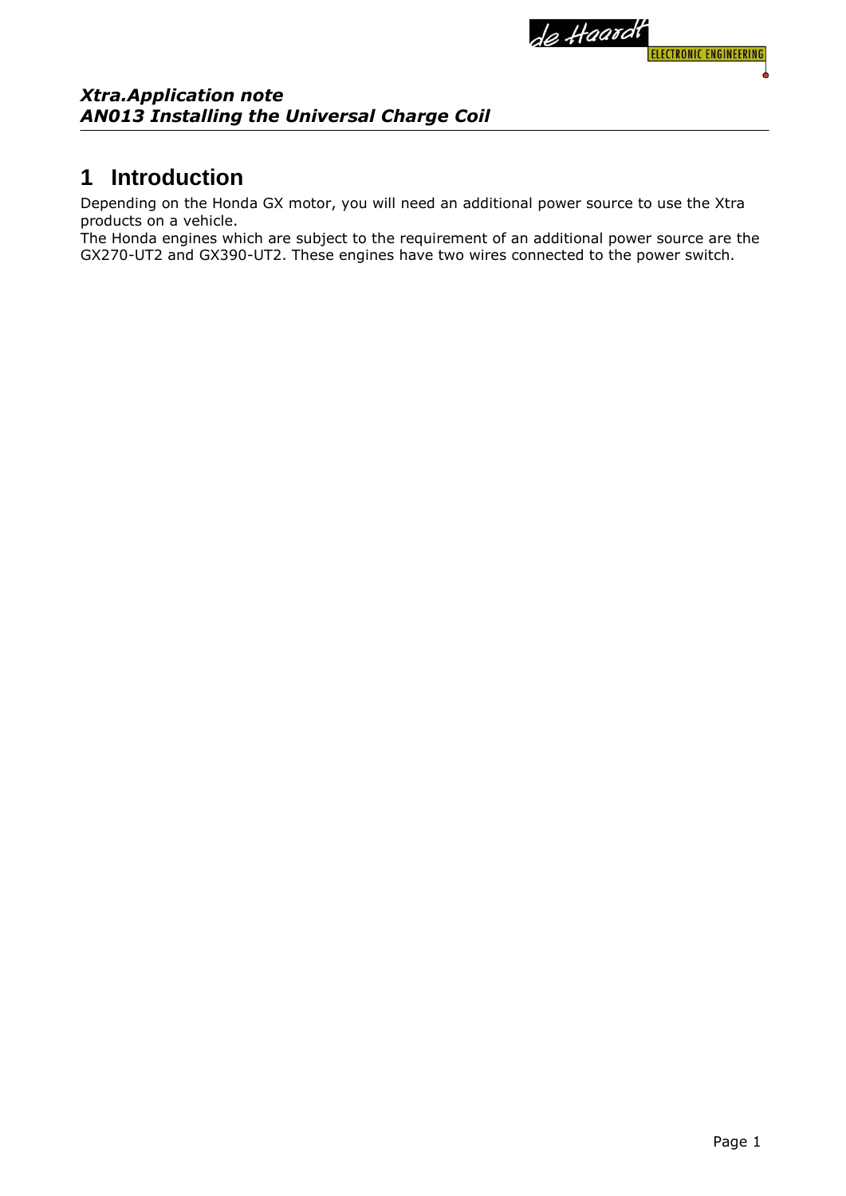*Xtra.Application note*
***AN013 Installing the Universal Charge Coil***

# 1 Introduction

Depending on the Honda GX motor, you will need an additional power source to use the Xtra products on a vehicle.
The Honda engines which are subject to the requirement of an additional power source are the GX270-UT2 and GX390-UT2. These engines have two wires connected to the power switch.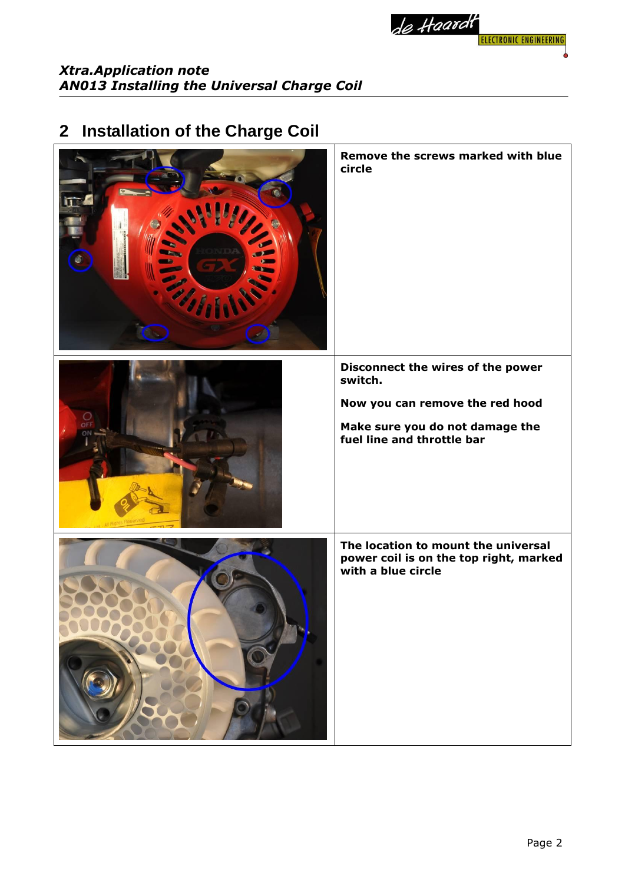## 2 Installation of the Charge Coil

| | |
|---|---|
| | **Remove the screws marked with blue circle** |
| | **Disconnect the wires of the power switch.**<br><br>**Now you can remove the red hood**<br><br>**Make sure you do not damage the fuel line and throttle bar** |
| | **The location to mount the universal power coil is on the top right, marked with a blue circle** |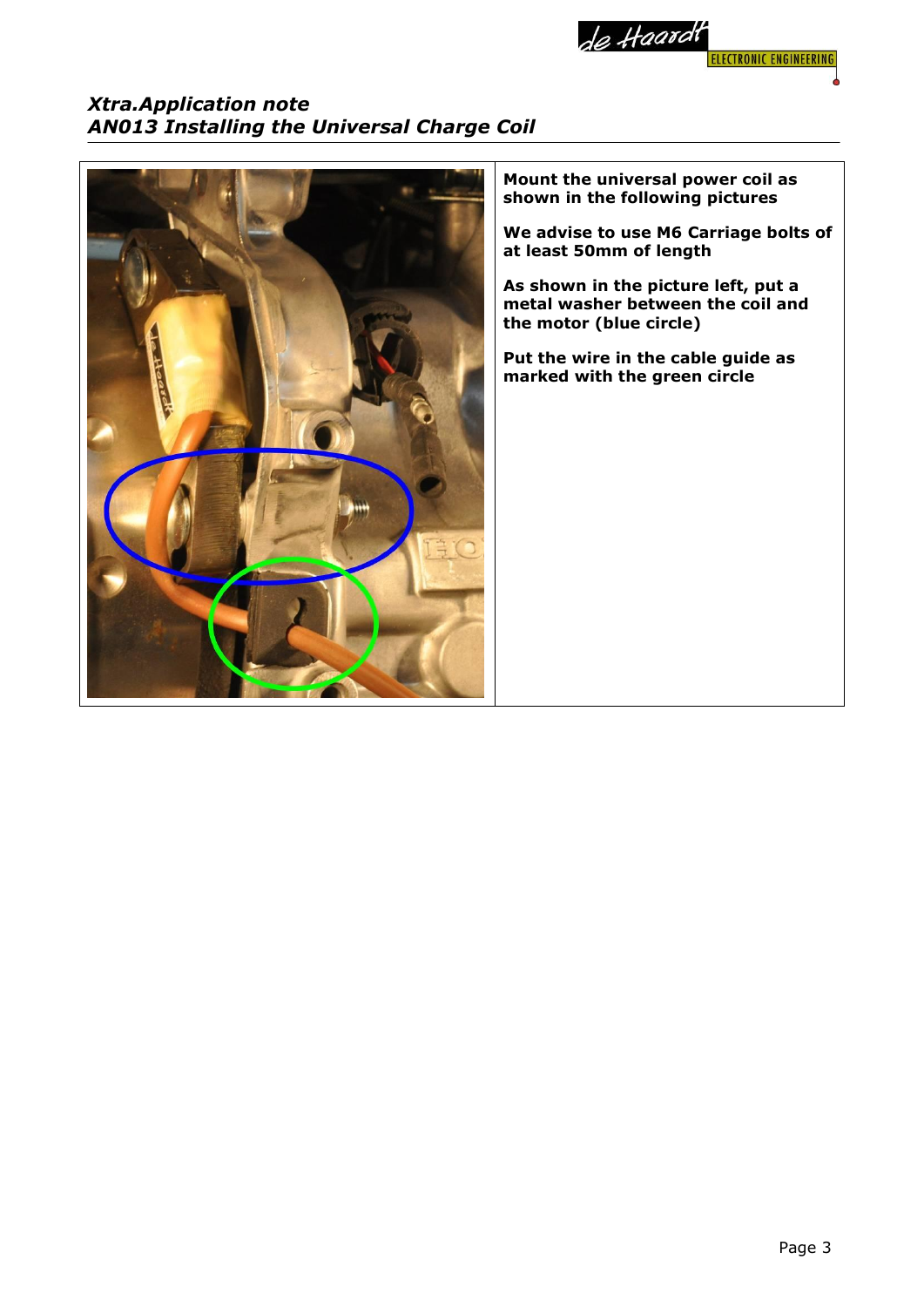**Mount the universal power coil as shown in the following pictures**

**We advise to use M6 Carriage bolts of at least 50mm of length**

**As shown in the picture left, put a metal washer between the coil and the motor (blue circle)**

**Put the wire in the cable guide as marked with the green circle**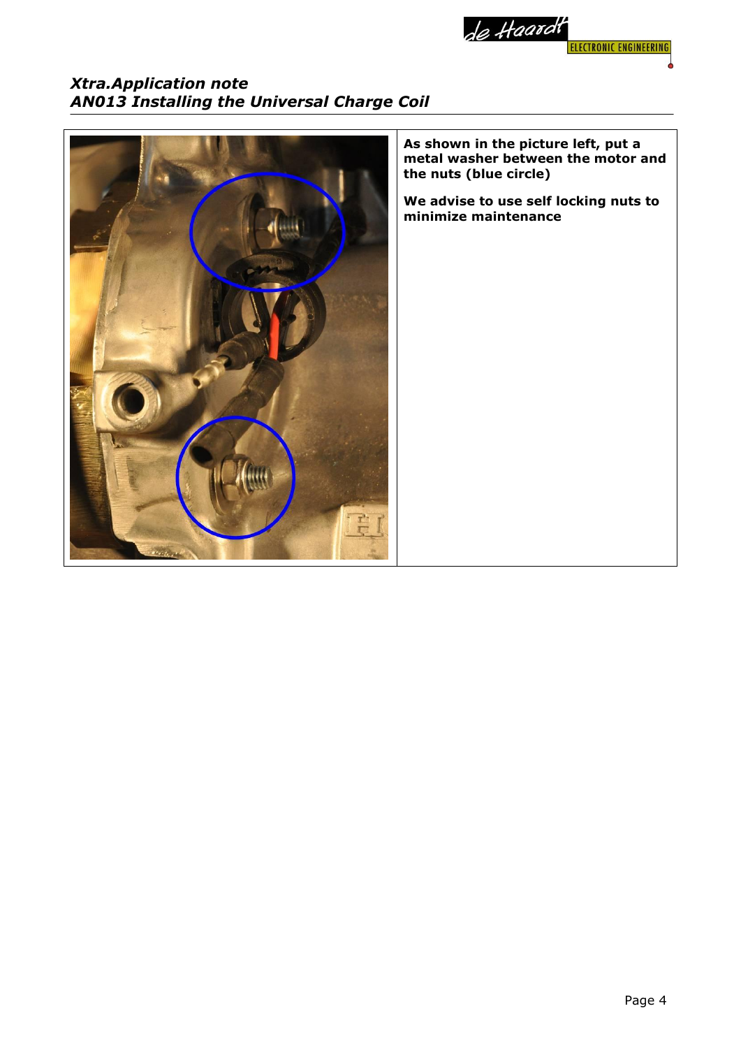**As shown in the picture left, put a metal washer between the motor and the nuts (blue circle)**

**We advise to use self locking nuts to minimize maintenance**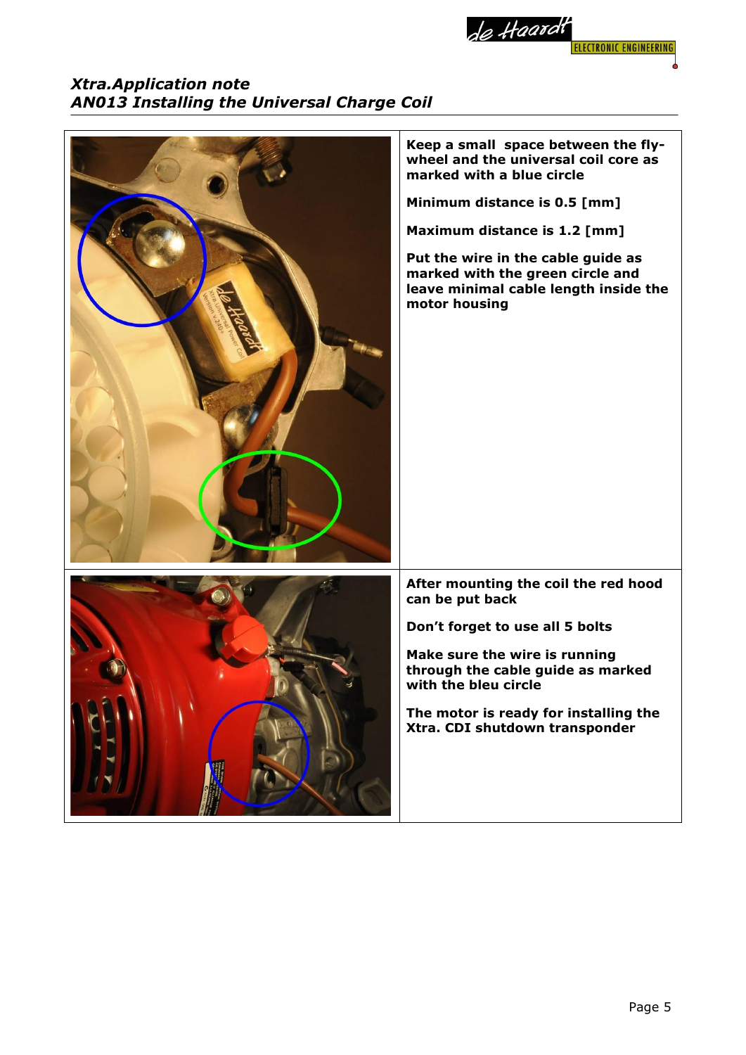Keep a small space between the fly-wheel and the universal coil core as marked with a blue circle

**Minimum distance is 0.5 [mm]**

**Maximum distance is 1.2 [mm]**

**Put the wire in the cable guide as marked with the green circle and leave minimal cable length inside the motor housing**

**After mounting the coil the red hood can be put back**

**Don't forget to use all 5 bolts**

**Make sure the wire is running through the cable guide as marked with the bleu circle**

**The motor is ready for installing the Xtra. CDI shutdown transponder**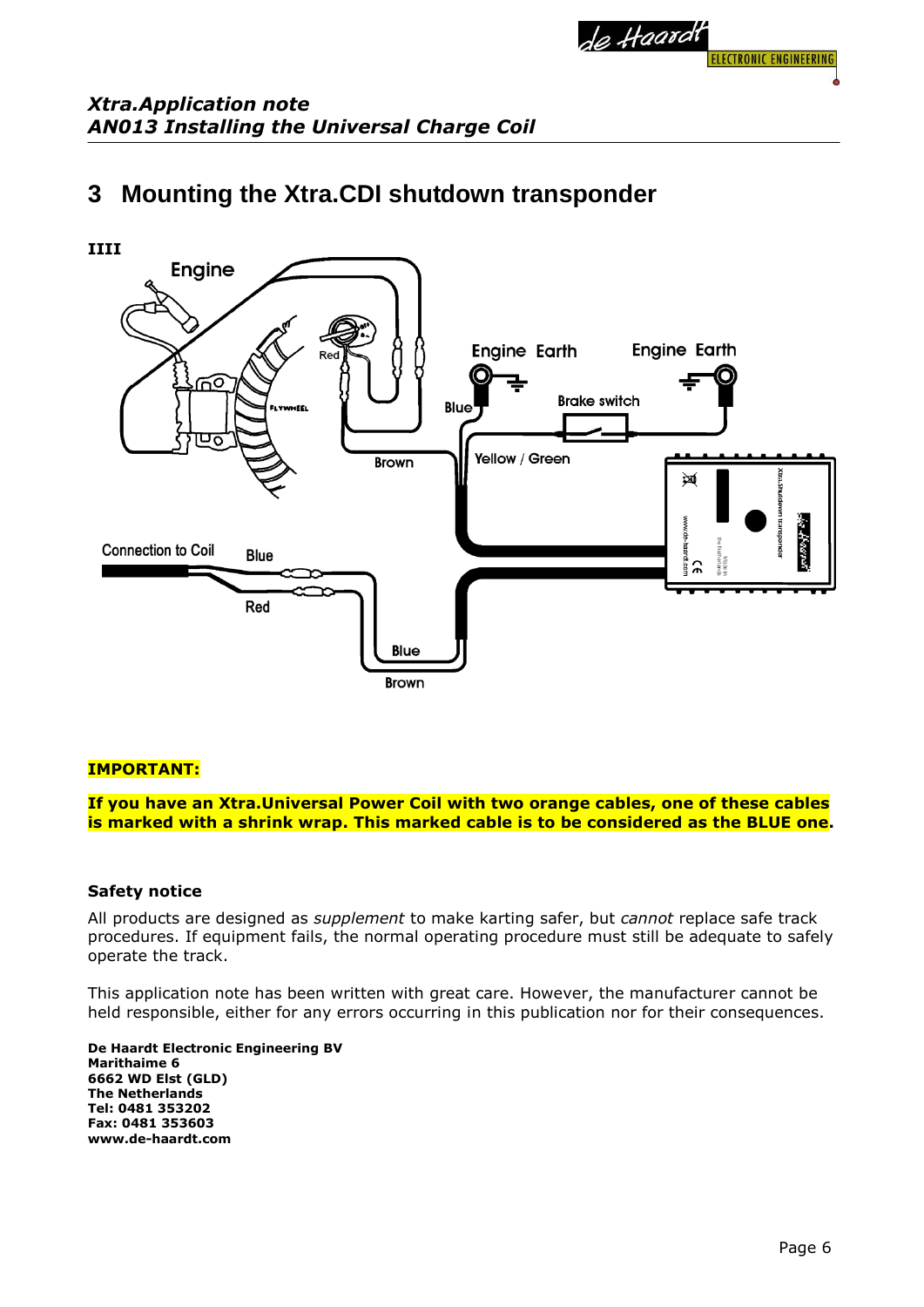## 3 Mounting the Xtra.CDI shutdown transponder

IIII

Engine

Red

FLYWHEEL

Brown

Engine Earth

Engine Earth

Blue

Brake switch

Yellow / Green

Connection to Coil

Blue

Red

Blue

Brown

**IMPORTANT:**

**If you have an Xtra.Universal Power Coil with two orange cables, one of these cables is marked with a shrink wrap. This marked cable is to be considered as the BLUE one.**

**Safety notice**

All products are designed as *supplement* to make karting safer, but *cannot* replace safe track procedures. If equipment fails, the normal operating procedure must still be adequate to safely operate the track.

This application note has been written with great care. However, the manufacturer cannot be held responsible, either for any errors occurring in this publication nor for their consequences.

**De Haardt Electronic Engineering BV**
**Marithaime 6**
**6662 WD Elst (GLD)**
**The Netherlands**
**Tel: 0481 353202**
**Fax: 0481 353603**
**www.de-haardt.com**